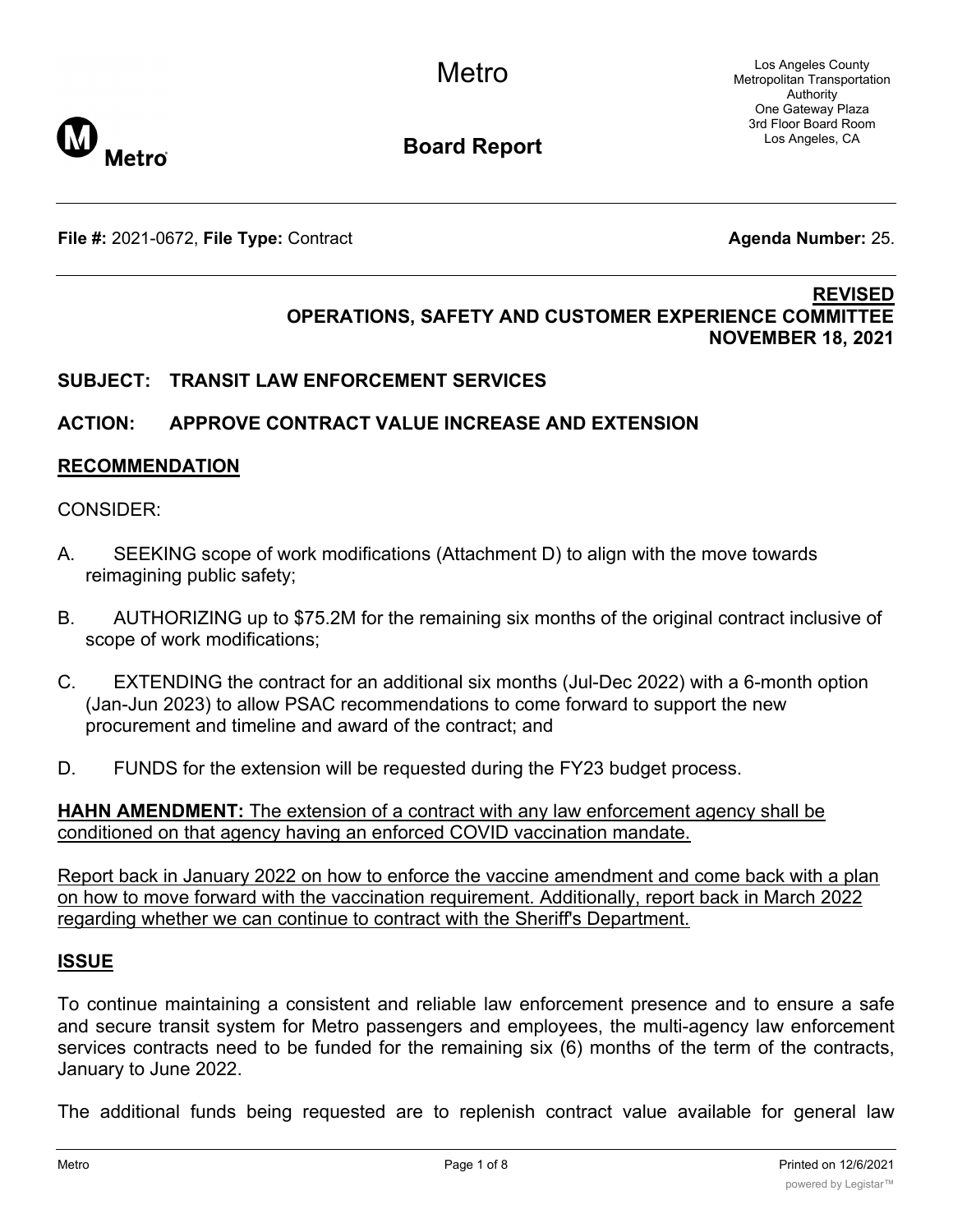# Metro

## Board Report

Los Angeles County Metropolitan Transportation Authority
One Gateway Plaza
3rd Floor Board Room
Los Angeles, CA

**File #:** 2021-0672, **File Type:** Contract **Agenda Number:** 25.

**REVISED**
**OPERATIONS, SAFETY AND CUSTOMER EXPERIENCE COMMITTEE**
**NOVEMBER 18, 2021**

**SUBJECT: TRANSIT LAW ENFORCEMENT SERVICES**

**ACTION: APPROVE CONTRACT VALUE INCREASE AND EXTENSION**

## RECOMMENDATION

CONSIDER:

A. SEEKING scope of work modifications (Attachment D) to align with the move towards reimagining public safety;

B. AUTHORIZING up to $75.2M for the remaining six months of the original contract inclusive of scope of work modifications;

C. EXTENDING the contract for an additional six months (Jul-Dec 2022) with a 6-month option (Jan-Jun 2023) to allow PSAC recommendations to come forward to support the new procurement and timeline and award of the contract; and

D. FUNDS for the extension will be requested during the FY23 budget process.

**HAHN AMENDMENT:** The extension of a contract with any law enforcement agency shall be conditioned on that agency having an enforced COVID vaccination mandate.

Report back in January 2022 on how to enforce the vaccine amendment and come back with a plan on how to move forward with the vaccination requirement. Additionally, report back in March 2022 regarding whether we can continue to contract with the Sheriff's Department.

## ISSUE

To continue maintaining a consistent and reliable law enforcement presence and to ensure a safe and secure transit system for Metro passengers and employees, the multi-agency law enforcement services contracts need to be funded for the remaining six (6) months of the term of the contracts, January to June 2022.

The additional funds being requested are to replenish contract value available for general law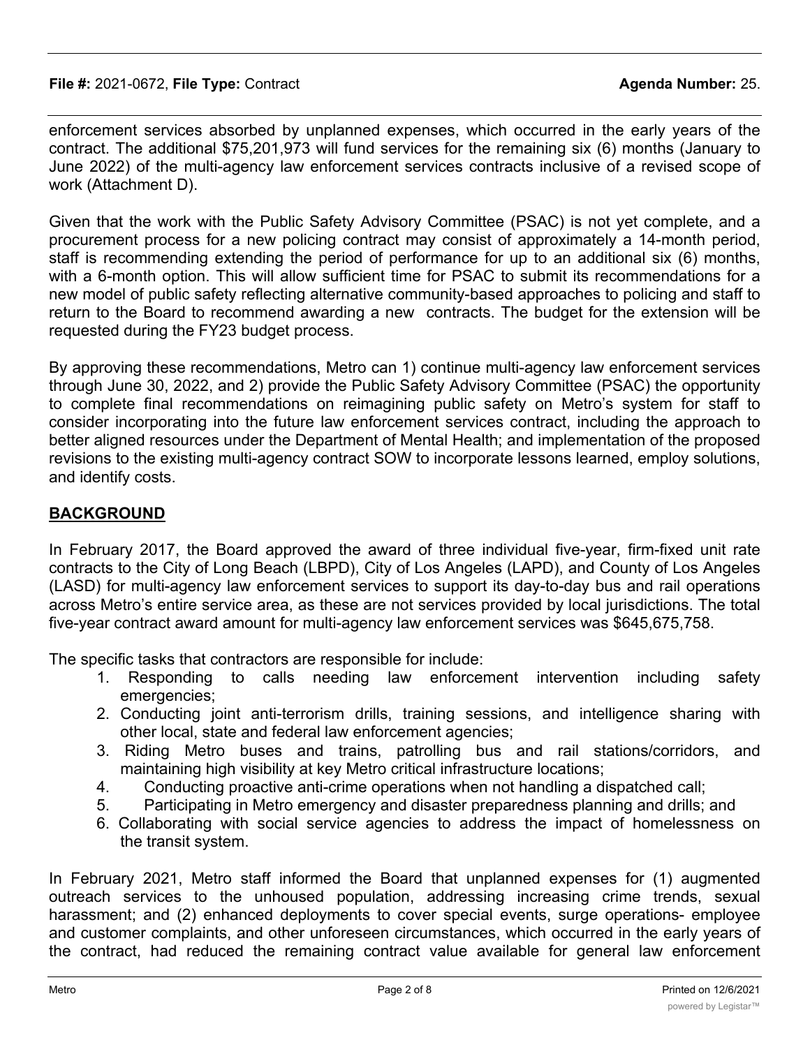enforcement services absorbed by unplanned expenses, which occurred in the early years of the contract. The additional $75,201,973 will fund services for the remaining six (6) months (January to June 2022) of the multi-agency law enforcement services contracts inclusive of a revised scope of work (Attachment D).

Given that the work with the Public Safety Advisory Committee (PSAC) is not yet complete, and a procurement process for a new policing contract may consist of approximately a 14-month period, staff is recommending extending the period of performance for up to an additional six (6) months, with a 6-month option. This will allow sufficient time for PSAC to submit its recommendations for a new model of public safety reflecting alternative community-based approaches to policing and staff to return to the Board to recommend awarding a new contracts. The budget for the extension will be requested during the FY23 budget process.

By approving these recommendations, Metro can 1) continue multi-agency law enforcement services through June 30, 2022, and 2) provide the Public Safety Advisory Committee (PSAC) the opportunity to complete final recommendations on reimagining public safety on Metro's system for staff to consider incorporating into the future law enforcement services contract, including the approach to better aligned resources under the Department of Mental Health; and implementation of the proposed revisions to the existing multi-agency contract SOW to incorporate lessons learned, employ solutions, and identify costs.

## BACKGROUND

In February 2017, the Board approved the award of three individual five-year, firm-fixed unit rate contracts to the City of Long Beach (LBPD), City of Los Angeles (LAPD), and County of Los Angeles (LASD) for multi-agency law enforcement services to support its day-to-day bus and rail operations across Metro's entire service area, as these are not services provided by local jurisdictions. The total five-year contract award amount for multi-agency law enforcement services was $645,675,758.

The specific tasks that contractors are responsible for include:

1. Responding to calls needing law enforcement intervention including safety emergencies;
2. Conducting joint anti-terrorism drills, training sessions, and intelligence sharing with other local, state and federal law enforcement agencies;
3. Riding Metro buses and trains, patrolling bus and rail stations/corridors, and maintaining high visibility at key Metro critical infrastructure locations;
4. Conducting proactive anti-crime operations when not handling a dispatched call;
5. Participating in Metro emergency and disaster preparedness planning and drills; and
6. Collaborating with social service agencies to address the impact of homelessness on the transit system.

In February 2021, Metro staff informed the Board that unplanned expenses for (1) augmented outreach services to the unhoused population, addressing increasing crime trends, sexual harassment; and (2) enhanced deployments to cover special events, surge operations- employee and customer complaints, and other unforeseen circumstances, which occurred in the early years of the contract, had reduced the remaining contract value available for general law enforcement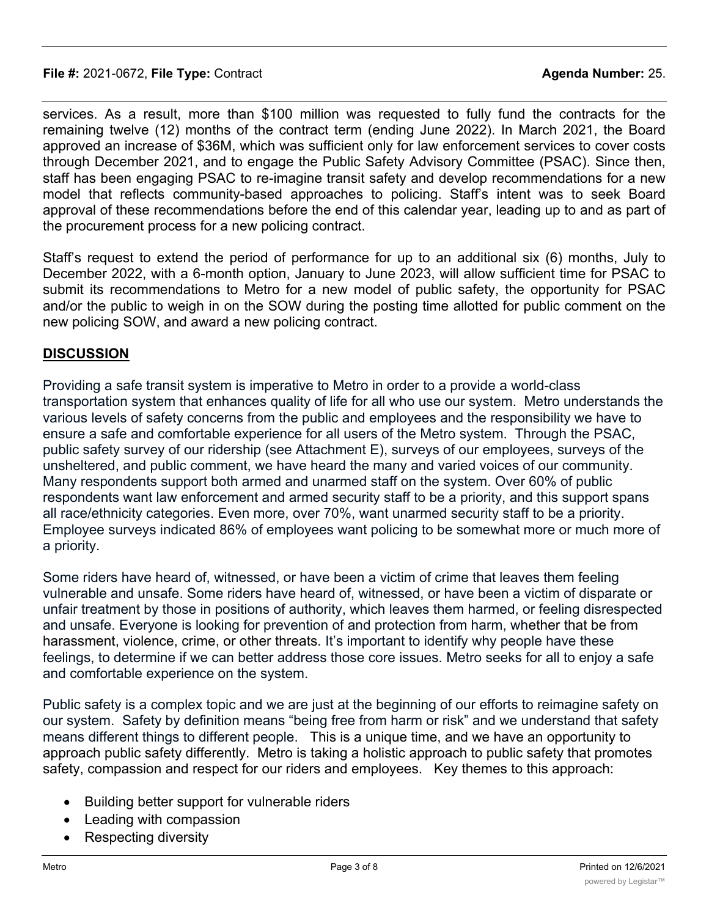services. As a result, more than $100 million was requested to fully fund the contracts for the remaining twelve (12) months of the contract term (ending June 2022). In March 2021, the Board approved an increase of $36M, which was sufficient only for law enforcement services to cover costs through December 2021, and to engage the Public Safety Advisory Committee (PSAC). Since then, staff has been engaging PSAC to re-imagine transit safety and develop recommendations for a new model that reflects community-based approaches to policing. Staff's intent was to seek Board approval of these recommendations before the end of this calendar year, leading up to and as part of the procurement process for a new policing contract.

Staff's request to extend the period of performance for up to an additional six (6) months, July to December 2022, with a 6-month option, January to June 2023, will allow sufficient time for PSAC to submit its recommendations to Metro for a new model of public safety, the opportunity for PSAC and/or the public to weigh in on the SOW during the posting time allotted for public comment on the new policing SOW, and award a new policing contract.

## DISCUSSION

Providing a safe transit system is imperative to Metro in order to a provide a world-class transportation system that enhances quality of life for all who use our system. Metro understands the various levels of safety concerns from the public and employees and the responsibility we have to ensure a safe and comfortable experience for all users of the Metro system. Through the PSAC, public safety survey of our ridership (see Attachment E), surveys of our employees, surveys of the unsheltered, and public comment, we have heard the many and varied voices of our community. Many respondents support both armed and unarmed staff on the system. Over 60% of public respondents want law enforcement and armed security staff to be a priority, and this support spans all race/ethnicity categories. Even more, over 70%, want unarmed security staff to be a priority. Employee surveys indicated 86% of employees want policing to be somewhat more or much more of a priority.

Some riders have heard of, witnessed, or have been a victim of crime that leaves them feeling vulnerable and unsafe. Some riders have heard of, witnessed, or have been a victim of disparate or unfair treatment by those in positions of authority, which leaves them harmed, or feeling disrespected and unsafe. Everyone is looking for prevention of and protection from harm, whether that be from harassment, violence, crime, or other threats. It's important to identify why people have these feelings, to determine if we can better address those core issues. Metro seeks for all to enjoy a safe and comfortable experience on the system.

Public safety is a complex topic and we are just at the beginning of our efforts to reimagine safety on our system. Safety by definition means "being free from harm or risk" and we understand that safety means different things to different people. This is a unique time, and we have an opportunity to approach public safety differently. Metro is taking a holistic approach to public safety that promotes safety, compassion and respect for our riders and employees. Key themes to this approach:

- Building better support for vulnerable riders
- Leading with compassion
- Respecting diversity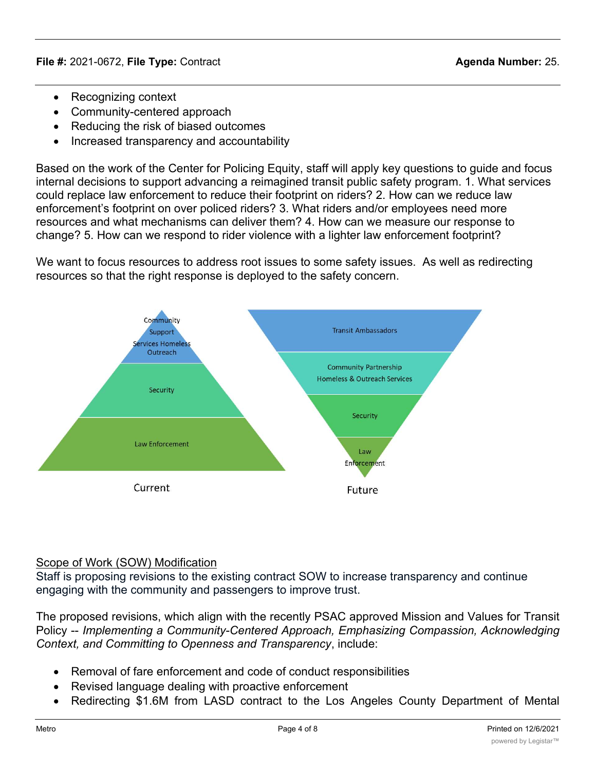- Recognizing context
- Community-centered approach
- Reducing the risk of biased outcomes
- Increased transparency and accountability

Based on the work of the Center for Policing Equity, staff will apply key questions to guide and focus internal decisions to support advancing a reimagined transit public safety program. 1. What services could replace law enforcement to reduce their footprint on riders? 2. How can we reduce law enforcement's footprint on over policed riders? 3. What riders and/or employees need more resources and what mechanisms can deliver them? 4. How can we measure our response to change? 5. How can we respond to rider violence with a lighter law enforcement footprint?

We want to focus resources to address root issues to some safety issues. As well as redirecting resources so that the right response is deployed to the safety concern.

Community Support Services Homeless Outreach

Security

Law Enforcement

Current

Transit Ambassadors

Community Partnership Homeless & Outreach Services

Security

Law Enforcement

Future

Scope of Work (SOW) Modification

Staff is proposing revisions to the existing contract SOW to increase transparency and continue engaging with the community and passengers to improve trust.

The proposed revisions, which align with the recently PSAC approved Mission and Values for Transit Policy -- *Implementing a Community-Centered Approach, Emphasizing Compassion, Acknowledging Context, and Committing to Openness and Transparency*, include:

- Removal of fare enforcement and code of conduct responsibilities
- Revised language dealing with proactive enforcement
- Redirecting $1.6M from LASD contract to the Los Angeles County Department of Mental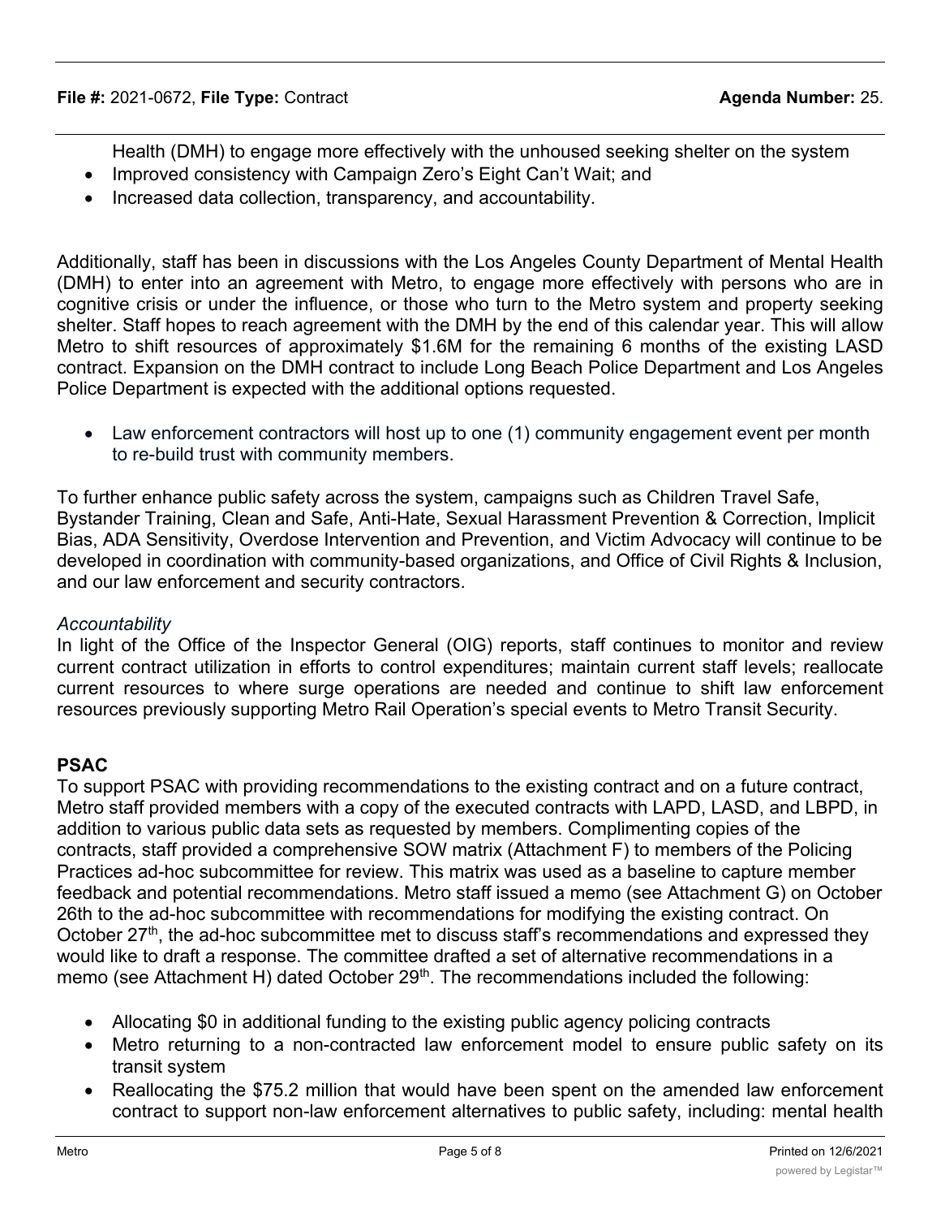Health (DMH) to engage more effectively with the unhoused seeking shelter on the system
- Improved consistency with Campaign Zero's Eight Can't Wait; and
- Increased data collection, transparency, and accountability.

Additionally, staff has been in discussions with the Los Angeles County Department of Mental Health (DMH) to enter into an agreement with Metro, to engage more effectively with persons who are in cognitive crisis or under the influence, or those who turn to the Metro system and property seeking shelter. Staff hopes to reach agreement with the DMH by the end of this calendar year. This will allow Metro to shift resources of approximately $1.6M for the remaining 6 months of the existing LASD contract. Expansion on the DMH contract to include Long Beach Police Department and Los Angeles Police Department is expected with the additional options requested.

- Law enforcement contractors will host up to one (1) community engagement event per month to re-build trust with community members.

To further enhance public safety across the system, campaigns such as Children Travel Safe, Bystander Training, Clean and Safe, Anti-Hate, Sexual Harassment Prevention & Correction, Implicit Bias, ADA Sensitivity, Overdose Intervention and Prevention, and Victim Advocacy will continue to be developed in coordination with community-based organizations, and Office of Civil Rights & Inclusion, and our law enforcement and security contractors.

*Accountability*

In light of the Office of the Inspector General (OIG) reports, staff continues to monitor and review current contract utilization in efforts to control expenditures; maintain current staff levels; reallocate current resources to where surge operations are needed and continue to shift law enforcement resources previously supporting Metro Rail Operation's special events to Metro Transit Security.

**PSAC**

To support PSAC with providing recommendations to the existing contract and on a future contract, Metro staff provided members with a copy of the executed contracts with LAPD, LASD, and LBPD, in addition to various public data sets as requested by members. Complimenting copies of the contracts, staff provided a comprehensive SOW matrix (Attachment F) to members of the Policing Practices ad-hoc subcommittee for review. This matrix was used as a baseline to capture member feedback and potential recommendations. Metro staff issued a memo (see Attachment G) on October 26th to the ad-hoc subcommittee with recommendations for modifying the existing contract. On October 27th, the ad-hoc subcommittee met to discuss staff's recommendations and expressed they would like to draft a response. The committee drafted a set of alternative recommendations in a memo (see Attachment H) dated October 29th. The recommendations included the following:

- Allocating $0 in additional funding to the existing public agency policing contracts
- Metro returning to a non-contracted law enforcement model to ensure public safety on its transit system
- Reallocating the $75.2 million that would have been spent on the amended law enforcement contract to support non-law enforcement alternatives to public safety, including: mental health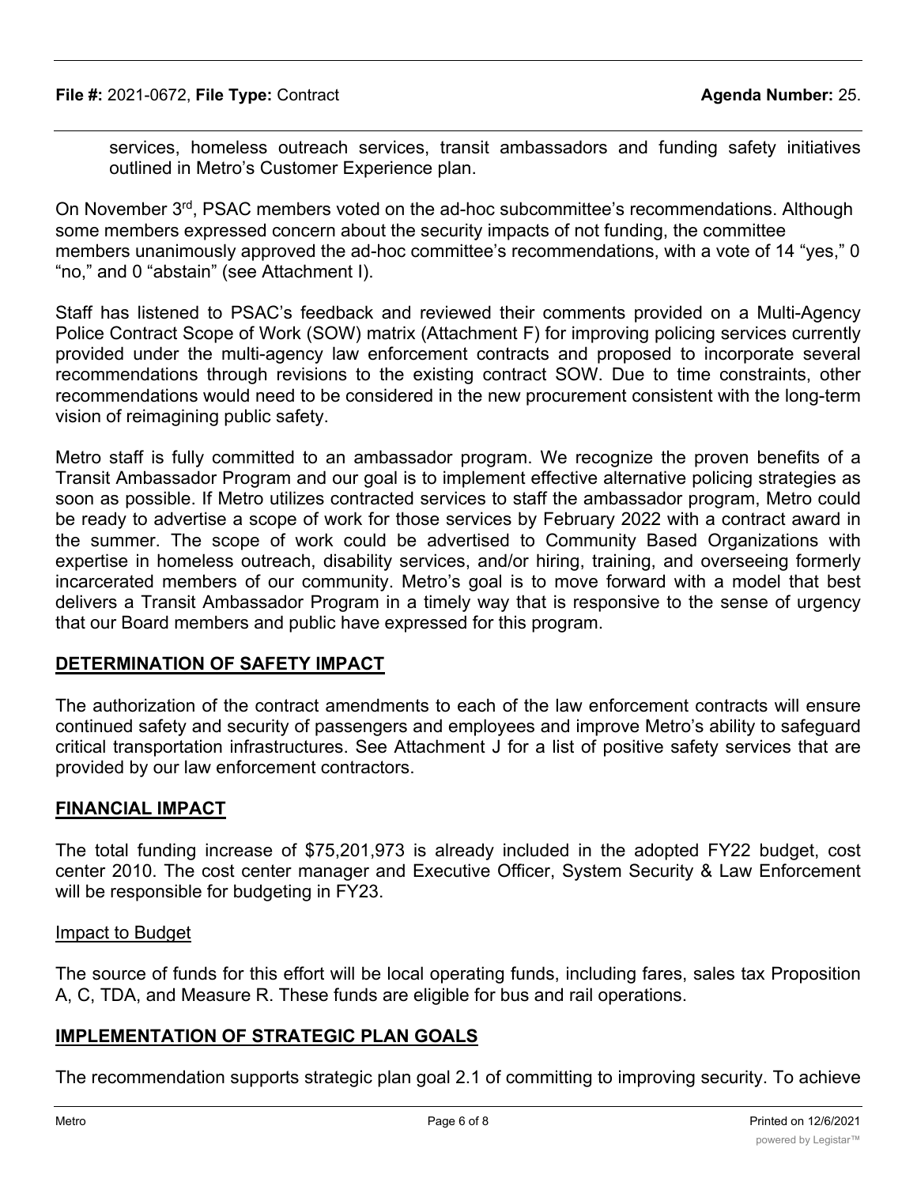services, homeless outreach services, transit ambassadors and funding safety initiatives outlined in Metro's Customer Experience plan.

On November 3rd, PSAC members voted on the ad-hoc subcommittee's recommendations. Although some members expressed concern about the security impacts of not funding, the committee members unanimously approved the ad-hoc committee's recommendations, with a vote of 14 "yes," 0 "no," and 0 "abstain" (see Attachment I).

Staff has listened to PSAC's feedback and reviewed their comments provided on a Multi-Agency Police Contract Scope of Work (SOW) matrix (Attachment F) for improving policing services currently provided under the multi-agency law enforcement contracts and proposed to incorporate several recommendations through revisions to the existing contract SOW. Due to time constraints, other recommendations would need to be considered in the new procurement consistent with the long-term vision of reimagining public safety.

Metro staff is fully committed to an ambassador program. We recognize the proven benefits of a Transit Ambassador Program and our goal is to implement effective alternative policing strategies as soon as possible. If Metro utilizes contracted services to staff the ambassador program, Metro could be ready to advertise a scope of work for those services by February 2022 with a contract award in the summer. The scope of work could be advertised to Community Based Organizations with expertise in homeless outreach, disability services, and/or hiring, training, and overseeing formerly incarcerated members of our community. Metro's goal is to move forward with a model that best delivers a Transit Ambassador Program in a timely way that is responsive to the sense of urgency that our Board members and public have expressed for this program.

## DETERMINATION OF SAFETY IMPACT

The authorization of the contract amendments to each of the law enforcement contracts will ensure continued safety and security of passengers and employees and improve Metro's ability to safeguard critical transportation infrastructures. See Attachment J for a list of positive safety services that are provided by our law enforcement contractors.

## FINANCIAL IMPACT

The total funding increase of $75,201,973 is already included in the adopted FY22 budget, cost center 2010. The cost center manager and Executive Officer, System Security & Law Enforcement will be responsible for budgeting in FY23.

### Impact to Budget

The source of funds for this effort will be local operating funds, including fares, sales tax Proposition A, C, TDA, and Measure R. These funds are eligible for bus and rail operations.

## IMPLEMENTATION OF STRATEGIC PLAN GOALS

The recommendation supports strategic plan goal 2.1 of committing to improving security. To achieve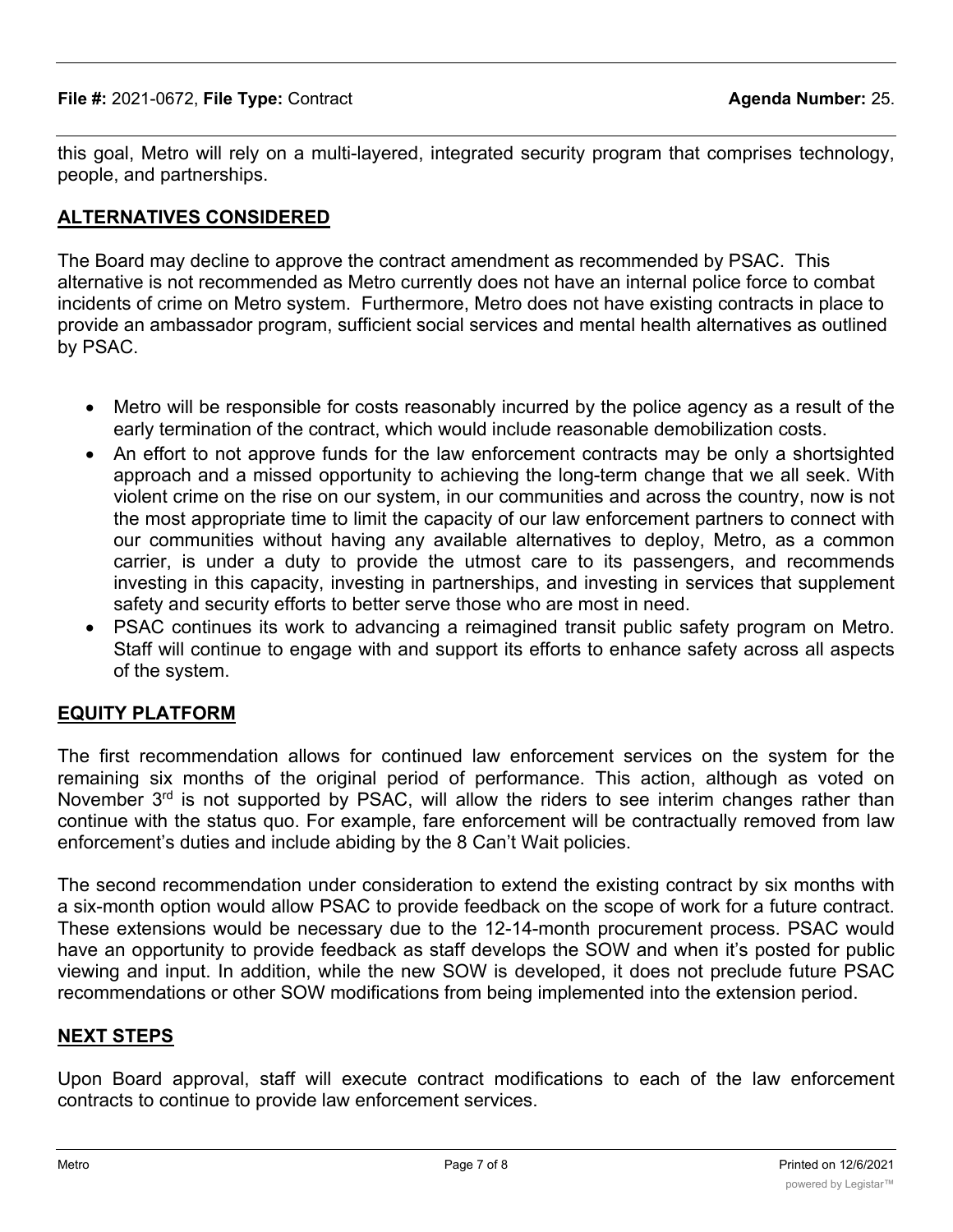this goal, Metro will rely on a multi-layered, integrated security program that comprises technology, people, and partnerships.

## ALTERNATIVES CONSIDERED

The Board may decline to approve the contract amendment as recommended by PSAC. This alternative is not recommended as Metro currently does not have an internal police force to combat incidents of crime on Metro system. Furthermore, Metro does not have existing contracts in place to provide an ambassador program, sufficient social services and mental health alternatives as outlined by PSAC.

- Metro will be responsible for costs reasonably incurred by the police agency as a result of the early termination of the contract, which would include reasonable demobilization costs.
- An effort to not approve funds for the law enforcement contracts may be only a shortsighted approach and a missed opportunity to achieving the long-term change that we all seek. With violent crime on the rise on our system, in our communities and across the country, now is not the most appropriate time to limit the capacity of our law enforcement partners to connect with our communities without having any available alternatives to deploy, Metro, as a common carrier, is under a duty to provide the utmost care to its passengers, and recommends investing in this capacity, investing in partnerships, and investing in services that supplement safety and security efforts to better serve those who are most in need.
- PSAC continues its work to advancing a reimagined transit public safety program on Metro. Staff will continue to engage with and support its efforts to enhance safety across all aspects of the system.

## EQUITY PLATFORM

The first recommendation allows for continued law enforcement services on the system for the remaining six months of the original period of performance. This action, although as voted on November 3rd is not supported by PSAC, will allow the riders to see interim changes rather than continue with the status quo. For example, fare enforcement will be contractually removed from law enforcement's duties and include abiding by the 8 Can't Wait policies.

The second recommendation under consideration to extend the existing contract by six months with a six-month option would allow PSAC to provide feedback on the scope of work for a future contract. These extensions would be necessary due to the 12-14-month procurement process. PSAC would have an opportunity to provide feedback as staff develops the SOW and when it's posted for public viewing and input. In addition, while the new SOW is developed, it does not preclude future PSAC recommendations or other SOW modifications from being implemented into the extension period.

## NEXT STEPS

Upon Board approval, staff will execute contract modifications to each of the law enforcement contracts to continue to provide law enforcement services.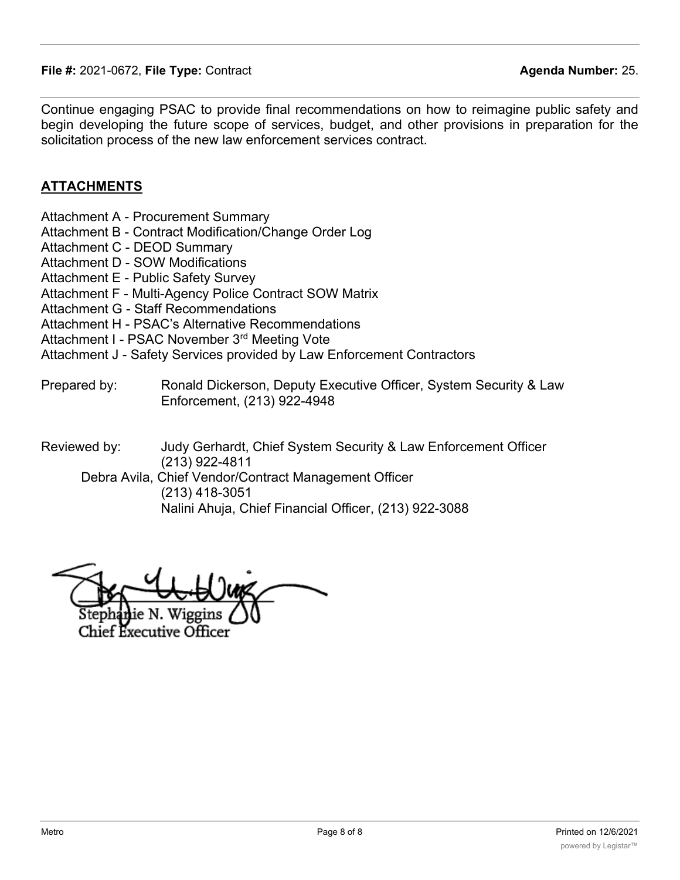Continue engaging PSAC to provide final recommendations on how to reimagine public safety and begin developing the future scope of services, budget, and other provisions in preparation for the solicitation process of the new law enforcement services contract.

## ATTACHMENTS

Attachment A - Procurement Summary
Attachment B - Contract Modification/Change Order Log
Attachment C - DEOD Summary
Attachment D - SOW Modifications
Attachment E - Public Safety Survey
Attachment F - Multi-Agency Police Contract SOW Matrix
Attachment G - Staff Recommendations
Attachment H - PSAC's Alternative Recommendations
Attachment I - PSAC November 3rd Meeting Vote
Attachment J - Safety Services provided by Law Enforcement Contractors

Prepared by: Ronald Dickerson, Deputy Executive Officer, System Security & Law Enforcement, (213) 922-4948

Reviewed by: Judy Gerhardt, Chief System Security & Law Enforcement Officer (213) 922-4811
Debra Avila, Chief Vendor/Contract Management Officer (213) 418-3051
Nalini Ahuja, Chief Financial Officer, (213) 922-3088

Stephanie N. Wiggins
Chief Executive Officer